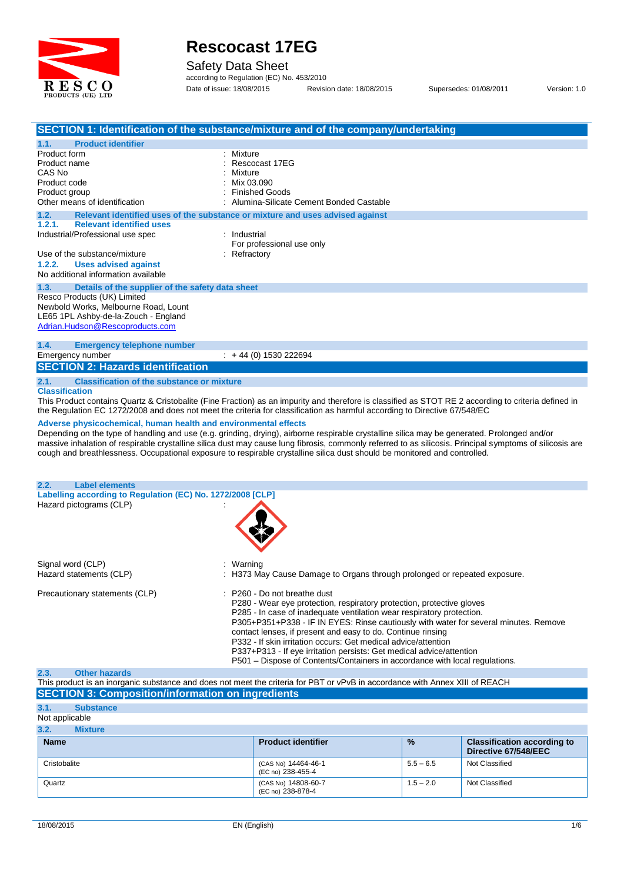# Rescocast 17EG

Safety Data Sheet

according to Regulation (EC) No. 453/2010

Date of issue: 18/08/2015 Revision date: 18/08/2015 Supersedes: 01/08/2011 Version: 1.0

## SECTION 1: Identification of the substance/mixture and of the company/undertaking

### 1.1. Product identifier

| | |
|---|---|
| Product form | : Mixture |
| Product name | : Rescocast 17EG |
| CAS No | : Mixture |
| Product code | : Mix 03.090 |
| Product group | : Finished Goods |
| Other means of identification | : Alumina-Silicate Cement Bonded Castable |

### 1.2. Relevant identified uses of the substance or mixture and uses advised against

#### 1.2.1. Relevant identified uses

| | |
|---|---|
| Industrial/Professional use spec | : Industrial<br>For professional use only |
| Use of the substance/mixture | : Refractory |

#### 1.2.2. Uses advised against

No additional information available

### 1.3. Details of the supplier of the safety data sheet

Resco Products (UK) Limited
Newbold Works, Melbourne Road, Lount
LE65 1PL Ashby-de-la-Zouch - England
Adrian.Hudson@Rescoproducts.com

### 1.4. Emergency telephone number

| | |
|---|---|
| Emergency number | : + 44 (0) 1530 222694 |

## SECTION 2: Hazards identification

### 2.1. Classification of the substance or mixture

**Classification**

This Product contains Quartz & Cristobalite (Fine Fraction) as an impurity and therefore is classified as STOT RE 2 according to criteria defined in the Regulation EC 1272/2008 and does not meet the criteria for classification as harmful according to Directive 67/548/EC

**Adverse physicochemical, human health and environmental effects**

Depending on the type of handling and use (e.g. grinding, drying), airborne respirable crystalline silica may be generated. Prolonged and/or massive inhalation of respirable crystalline silica dust may cause lung fibrosis, commonly referred to as silicosis. Principal symptoms of silicosis are cough and breathlessness. Occupational exposure to respirable crystalline silica dust should be monitored and controlled.

### 2.2. Label elements

**Labelling according to Regulation (EC) No. 1272/2008 [CLP]**

Hazard pictograms (CLP) :

Signal word (CLP) : Warning

Hazard statements (CLP) : H373 May Cause Damage to Organs through prolonged or repeated exposure.

Precautionary statements (CLP) :
- P260 - Do not breathe dust
- P280 - Wear eye protection, respiratory protection, protective gloves
- P285 - In case of inadequate ventilation wear respiratory protection.
- P305+P351+P338 - IF IN EYES: Rinse cautiously with water for several minutes. Remove contact lenses, if present and easy to do. Continue rinsing
- P332 - If skin irritation occurs: Get medical advice/attention
- P337+P313 - If eye irritation persists: Get medical advice/attention
- P501 – Dispose of Contents/Containers in accordance with local regulations.

### 2.3. Other hazards

This product is an inorganic substance and does not meet the criteria for PBT or vPvB in accordance with Annex XIII of REACH

## SECTION 3: Composition/information on ingredients

### 3.1. Substance

Not applicable

### 3.2. Mixture

| Name | Product identifier | % | Classification according to Directive 67/548/EEC |
|---|---|---|---|
| Cristobalite | (CAS No) 14464-46-1<br>(EC no) 238-455-4 | 5.5 – 6.5 | Not Classified |
| Quartz | (CAS No) 14808-60-7<br>(EC no) 238-878-4 | 1.5 – 2.0 | Not Classified |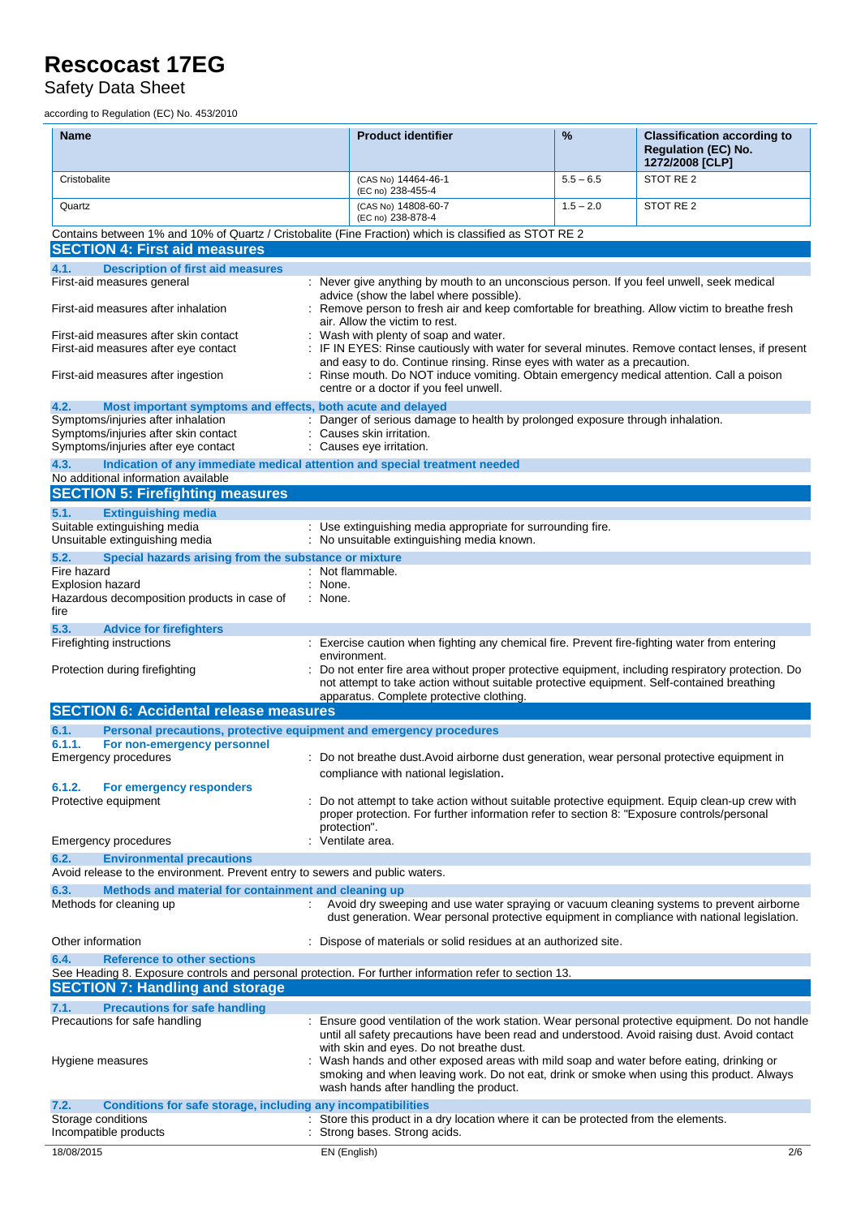| Name | Product identifier | % | Classification according to Regulation (EC) No. 1272/2008 [CLP] |
|---|---|---|---|
| Cristobalite | (CAS No) 14464-46-1 (EC no) 238-455-4 | 5.5 – 6.5 | STOT RE 2 |
| Quartz | (CAS No) 14808-60-7 (EC no) 238-878-4 | 1.5 – 2.0 | STOT RE 2 |

Contains between 1% and 10% of Quartz / Cristobalite (Fine Fraction) which is classified as STOT RE 2

## SECTION 4: First aid measures

### 4.1. Description of first aid measures

First-aid measures general : Never give anything by mouth to an unconscious person. If you feel unwell, seek medical advice (show the label where possible).

First-aid measures after inhalation : Remove person to fresh air and keep comfortable for breathing. Allow victim to breathe fresh air. Allow the victim to rest.

First-aid measures after skin contact : Wash with plenty of soap and water.

First-aid measures after eye contact : IF IN EYES: Rinse cautiously with water for several minutes. Remove contact lenses, if present and easy to do. Continue rinsing. Rinse eyes with water as a precaution.

First-aid measures after ingestion : Rinse mouth. Do NOT induce vomiting. Obtain emergency medical attention. Call a poison centre or a doctor if you feel unwell.

### 4.2. Most important symptoms and effects, both acute and delayed

Symptoms/injuries after inhalation : Danger of serious damage to health by prolonged exposure through inhalation.

Symptoms/injuries after skin contact : Causes skin irritation.

Symptoms/injuries after eye contact : Causes eye irritation.

### 4.3. Indication of any immediate medical attention and special treatment needed

No additional information available

## SECTION 5: Firefighting measures

### 5.1. Extinguishing media

Suitable extinguishing media : Use extinguishing media appropriate for surrounding fire.

Unsuitable extinguishing media : No unsuitable extinguishing media known.

### 5.2. Special hazards arising from the substance or mixture

Fire hazard : Not flammable.

Explosion hazard : None.

Hazardous decomposition products in case of fire : None.

### 5.3. Advice for firefighters

Firefighting instructions : Exercise caution when fighting any chemical fire. Prevent fire-fighting water from entering environment.

Protection during firefighting : Do not enter fire area without proper protective equipment, including respiratory protection. Do not attempt to take action without suitable protective equipment. Self-contained breathing apparatus. Complete protective clothing.

## SECTION 6: Accidental release measures

### 6.1. Personal precautions, protective equipment and emergency procedures

#### 6.1.1. For non-emergency personnel

Emergency procedures : Do not breathe dust.Avoid airborne dust generation, wear personal protective equipment in compliance with national legislation.

#### 6.1.2. For emergency responders

Protective equipment : Do not attempt to take action without suitable protective equipment. Equip clean-up crew with proper protection. For further information refer to section 8: "Exposure controls/personal protection".

Emergency procedures : Ventilate area.

### 6.2. Environmental precautions

Avoid release to the environment. Prevent entry to sewers and public waters.

### 6.3. Methods and material for containment and cleaning up

Methods for cleaning up : Avoid dry sweeping and use water spraying or vacuum cleaning systems to prevent airborne dust generation. Wear personal protective equipment in compliance with national legislation.

Other information : Dispose of materials or solid residues at an authorized site.

### 6.4. Reference to other sections

See Heading 8. Exposure controls and personal protection. For further information refer to section 13.

## SECTION 7: Handling and storage

### 7.1. Precautions for safe handling

Precautions for safe handling : Ensure good ventilation of the work station. Wear personal protective equipment. Do not handle until all safety precautions have been read and understood. Avoid raising dust. Avoid contact with skin and eyes. Do not breathe dust.

Hygiene measures : Wash hands and other exposed areas with mild soap and water before eating, drinking or smoking and when leaving work. Do not eat, drink or smoke when using this product. Always wash hands after handling the product.

### 7.2. Conditions for safe storage, including any incompatibilities

Storage conditions : Store this product in a dry location where it can be protected from the elements.

Incompatible products : Strong bases. Strong acids.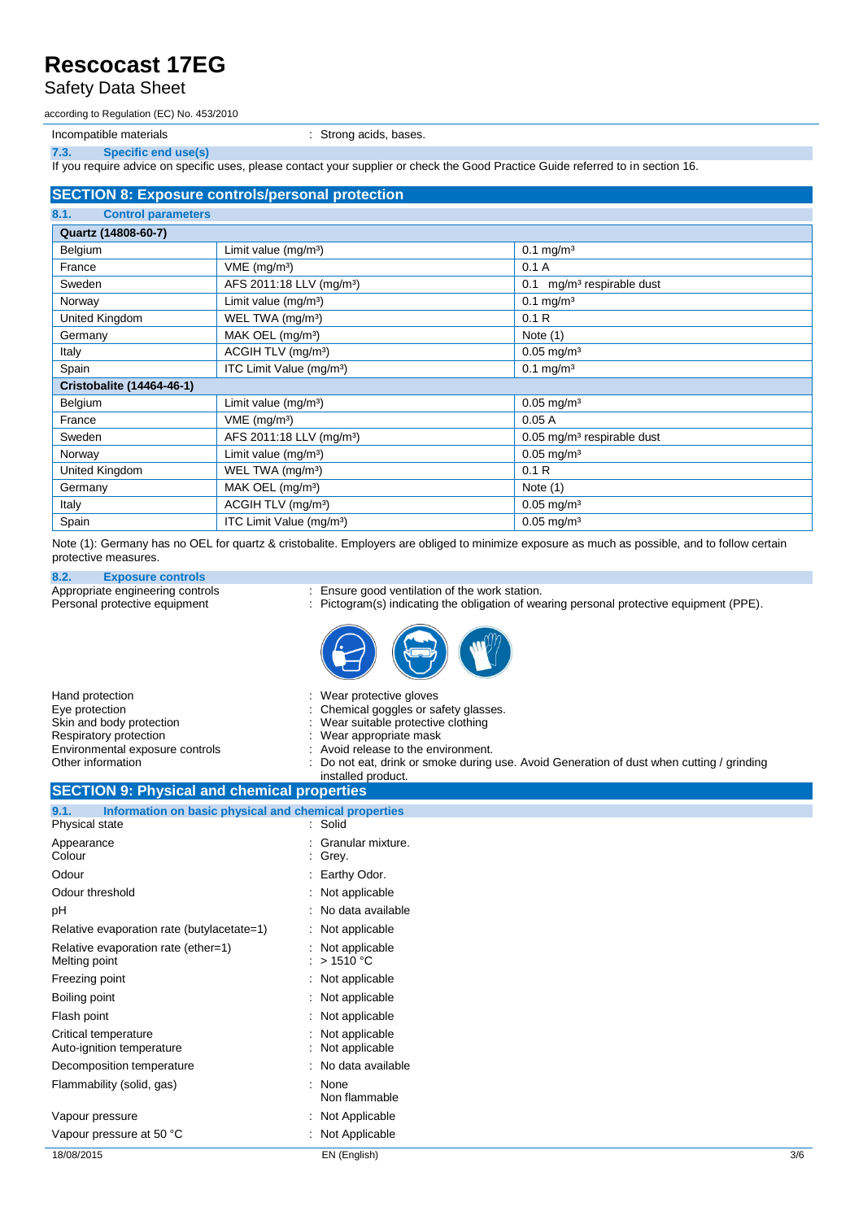Incompatible materials : Strong acids, bases.

### 7.3. Specific end use(s)

If you require advice on specific uses, please contact your supplier or check the Good Practice Guide referred to in section 16.

## SECTION 8: Exposure controls/personal protection

### 8.1. Control parameters

| Quartz (14808-60-7) | | |
|---|---|---|
| Belgium | Limit value (mg/m³) | 0.1 mg/m³ |
| France | VME (mg/m³) | 0.1 A |
| Sweden | AFS 2011:18 LLV (mg/m³) | 0.1 mg/m³ respirable dust |
| Norway | Limit value (mg/m³) | 0.1 mg/m³ |
| United Kingdom | WEL TWA (mg/m³) | 0.1 R |
| Germany | MAK OEL (mg/m³) | Note (1) |
| Italy | ACGIH TLV (mg/m³) | 0.05 mg/m³ |
| Spain | ITC Limit Value (mg/m³) | 0.1 mg/m³ |
| **Cristobalite (14464-46-1)** | | |
| Belgium | Limit value (mg/m³) | 0.05 mg/m³ |
| France | VME (mg/m³) | 0.05 A |
| Sweden | AFS 2011:18 LLV (mg/m³) | 0.05 mg/m³ respirable dust |
| Norway | Limit value (mg/m³) | 0.05 mg/m³ |
| United Kingdom | WEL TWA (mg/m³) | 0.1 R |
| Germany | MAK OEL (mg/m³) | Note (1) |
| Italy | ACGIH TLV (mg/m³) | 0.05 mg/m³ |
| Spain | ITC Limit Value (mg/m³) | 0.05 mg/m³ |

Note (1): Germany has no OEL for quartz & cristobalite. Employers are obliged to minimize exposure as much as possible, and to follow certain protective measures.

### 8.2. Exposure controls

Appropriate engineering controls : Ensure good ventilation of the work station.

Personal protective equipment : Pictogram(s) indicating the obligation of wearing personal protective equipment (PPE).

Hand protection : Wear protective gloves

Eye protection : Chemical goggles or safety glasses.

Skin and body protection : Wear suitable protective clothing

Respiratory protection : Wear appropriate mask

Environmental exposure controls : Avoid release to the environment.

Other information : Do not eat, drink or smoke during use. Avoid Generation of dust when cutting / grinding installed product.

## SECTION 9: Physical and chemical properties

### 9.1. Information on basic physical and chemical properties

Physical state : Solid

Appearance : Granular mixture.

Colour : Grey.

Odour : Earthy Odor.

Odour threshold : Not applicable

pH : No data available

Relative evaporation rate (butylacetate=1) : Not applicable

Relative evaporation rate (ether=1) : Not applicable

Melting point : > 1510 °C

Freezing point : Not applicable

Boiling point : Not applicable

Flash point : Not applicable

Critical temperature : Not applicable

Auto-ignition temperature : Not applicable

Decomposition temperature : No data available

Flammability (solid, gas) : None
Non flammable

Vapour pressure : Not Applicable

Vapour pressure at 50 °C : Not Applicable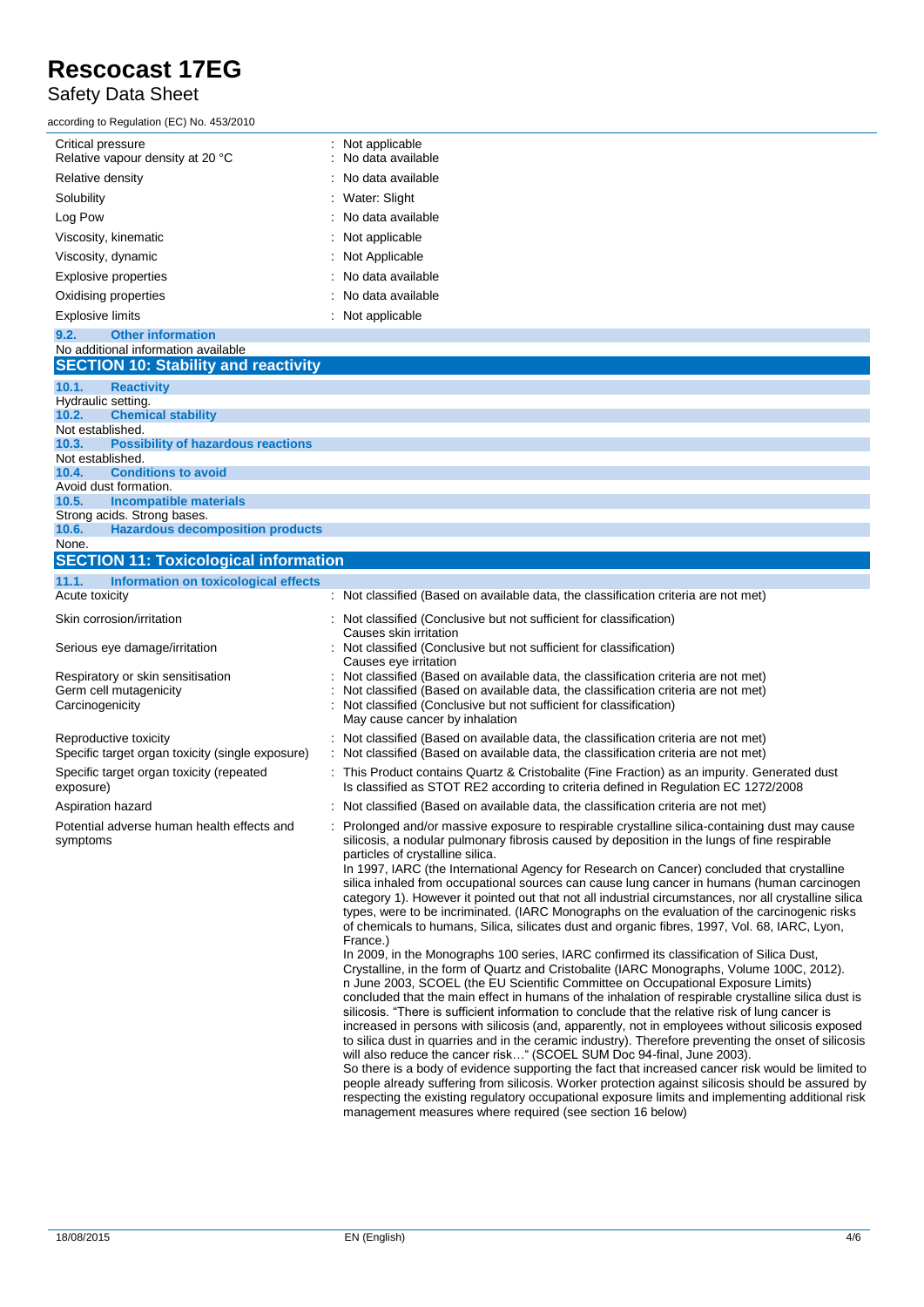| | |
|---|---|
| Critical pressure | : Not applicable |
| Relative vapour density at 20 °C | : No data available |
| Relative density | : No data available |
| Solubility | : Water: Slight |
| Log Pow | : No data available |
| Viscosity, kinematic | : Not applicable |
| Viscosity, dynamic | : Not Applicable |
| Explosive properties | : No data available |
| Oxidising properties | : No data available |
| Explosive limits | : Not applicable |

### 9.2. Other information

No additional information available

## SECTION 10: Stability and reactivity

### 10.1. Reactivity

Hydraulic setting.

### 10.2. Chemical stability

Not established.

### 10.3. Possibility of hazardous reactions

Not established.

### 10.4. Conditions to avoid

Avoid dust formation.

### 10.5. Incompatible materials

Strong acids. Strong bases.

### 10.6. Hazardous decomposition products

None.

## SECTION 11: Toxicological information

### 11.1. Information on toxicological effects

| | |
|---|---|
| Acute toxicity | : Not classified (Based on available data, the classification criteria are not met) |
| Skin corrosion/irritation | : Not classified (Conclusive but not sufficient for classification)<br>Causes skin irritation |
| Serious eye damage/irritation | : Not classified (Conclusive but not sufficient for classification)<br>Causes eye irritation |
| Respiratory or skin sensitisation | : Not classified (Based on available data, the classification criteria are not met) |
| Germ cell mutagenicity | : Not classified (Based on available data, the classification criteria are not met) |
| Carcinogenicity | : Not classified (Conclusive but not sufficient for classification)<br>May cause cancer by inhalation |
| Reproductive toxicity | : Not classified (Based on available data, the classification criteria are not met) |
| Specific target organ toxicity (single exposure) | : Not classified (Based on available data, the classification criteria are not met) |
| Specific target organ toxicity (repeated exposure) | : This Product contains Quartz & Cristobalite (Fine Fraction) as an impurity. Generated dust Is classified as STOT RE2 according to criteria defined in Regulation EC 1272/2008 |
| Aspiration hazard | : Not classified (Based on available data, the classification criteria are not met) |
| Potential adverse human health effects and symptoms | : Prolonged and/or massive exposure to respirable crystalline silica-containing dust may cause silicosis, a nodular pulmonary fibrosis caused by deposition in the lungs of fine respirable particles of crystalline silica.<br>In 1997, IARC (the International Agency for Research on Cancer) concluded that crystalline silica inhaled from occupational sources can cause lung cancer in humans (human carcinogen category 1). However it pointed out that not all industrial circumstances, nor all crystalline silica types, were to be incriminated. (IARC Monographs on the evaluation of the carcinogenic risks of chemicals to humans, Silica, silicates dust and organic fibres, 1997, Vol. 68, IARC, Lyon, France.)<br>In 2009, in the Monographs 100 series, IARC confirmed its classification of Silica Dust, Crystalline, in the form of Quartz and Cristobalite (IARC Monographs, Volume 100C, 2012).<br>n June 2003, SCOEL (the EU Scientific Committee on Occupational Exposure Limits) concluded that the main effect in humans of the inhalation of respirable crystalline silica dust is silicosis. "There is sufficient information to conclude that the relative risk of lung cancer is increased in persons with silicosis (and, apparently, not in employees without silicosis exposed to silica dust in quarries and in the ceramic industry). Therefore preventing the onset of silicosis will also reduce the cancer risk…" (SCOEL SUM Doc 94-final, June 2003).<br>So there is a body of evidence supporting the fact that increased cancer risk would be limited to people already suffering from silicosis. Worker protection against silicosis should be assured by respecting the existing regulatory occupational exposure limits and implementing additional risk management measures where required (see section 16 below) |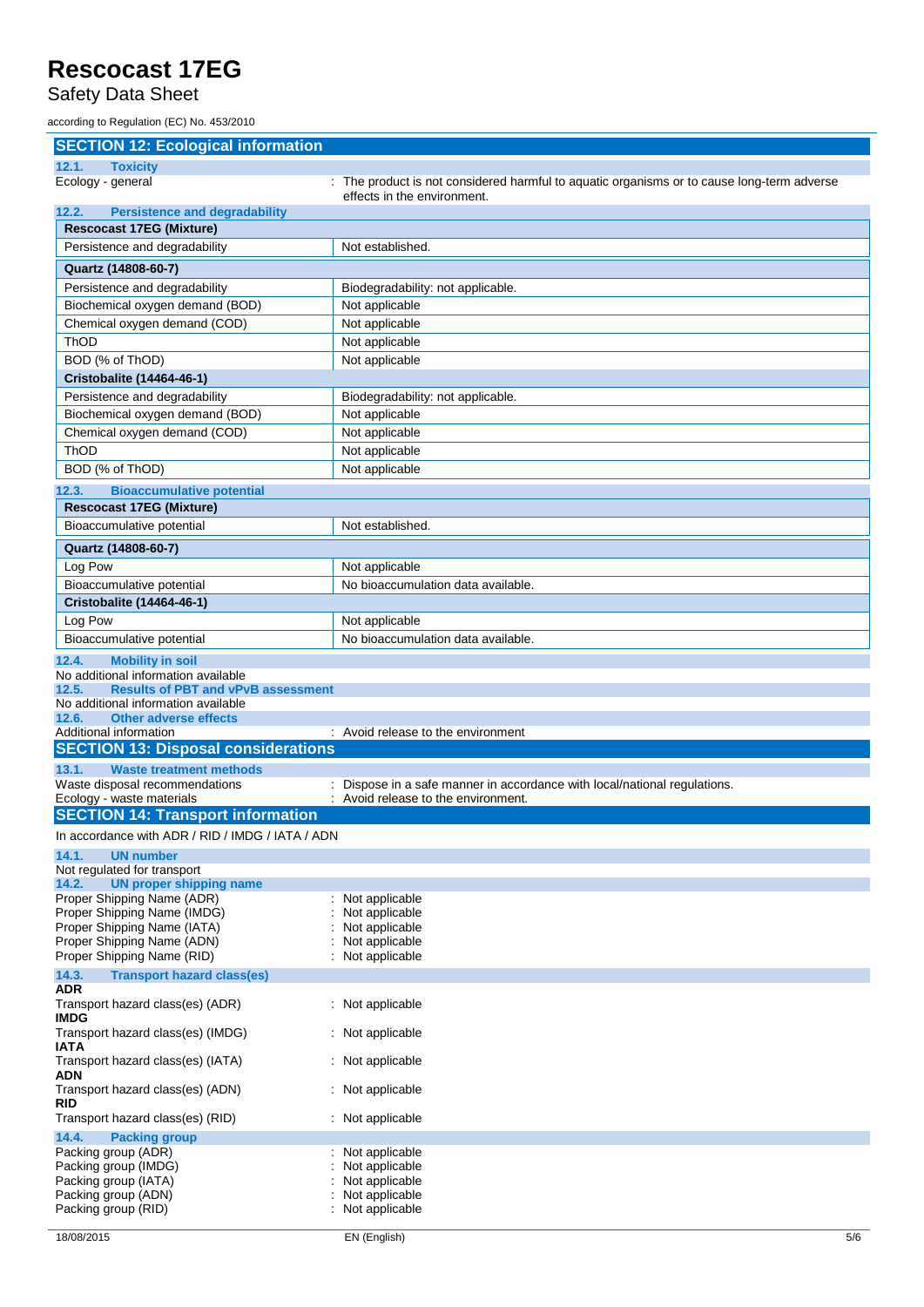## SECTION 12: Ecological information

### 12.1. Toxicity

Ecology - general : The product is not considered harmful to aquatic organisms or to cause long-term adverse effects in the environment.

### 12.2. Persistence and degradability

| Rescocast 17EG (Mixture) | |
|---|---|
| Persistence and degradability | Not established. |

| Quartz (14808-60-7) | |
|---|---|
| Persistence and degradability | Biodegradability: not applicable. |
| Biochemical oxygen demand (BOD) | Not applicable |
| Chemical oxygen demand (COD) | Not applicable |
| ThOD | Not applicable |
| BOD (% of ThOD) | Not applicable |

| Cristobalite (14464-46-1) | |
|---|---|
| Persistence and degradability | Biodegradability: not applicable. |
| Biochemical oxygen demand (BOD) | Not applicable |
| Chemical oxygen demand (COD) | Not applicable |
| ThOD | Not applicable |
| BOD (% of ThOD) | Not applicable |

### 12.3. Bioaccumulative potential

| Rescocast 17EG (Mixture) | |
|---|---|
| Bioaccumulative potential | Not established. |

| Quartz (14808-60-7) | |
|---|---|
| Log Pow | Not applicable |
| Bioaccumulative potential | No bioaccumulation data available. |

| Cristobalite (14464-46-1) | |
|---|---|
| Log Pow | Not applicable |
| Bioaccumulative potential | No bioaccumulation data available. |

### 12.4. Mobility in soil

No additional information available

### 12.5. Results of PBT and vPvB assessment

No additional information available

### 12.6. Other adverse effects

Additional information : Avoid release to the environment

## SECTION 13: Disposal considerations

### 13.1. Waste treatment methods

Waste disposal recommendations : Dispose in a safe manner in accordance with local/national regulations.

Ecology - waste materials : Avoid release to the environment.

## SECTION 14: Transport information

In accordance with ADR / RID / IMDG / IATA / ADN

### 14.1. UN number

Not regulated for transport

### 14.2. UN proper shipping name

Proper Shipping Name (ADR) : Not applicable

Proper Shipping Name (IMDG) : Not applicable

Proper Shipping Name (IATA) : Not applicable

Proper Shipping Name (ADN) : Not applicable

Proper Shipping Name (RID) : Not applicable

### 14.3. Transport hazard class(es)

**ADR**

Transport hazard class(es) (ADR) : Not applicable

**IMDG**

Transport hazard class(es) (IMDG) : Not applicable

**IATA**

Transport hazard class(es) (IATA) : Not applicable

**ADN**

Transport hazard class(es) (ADN) : Not applicable

**RID**

Transport hazard class(es) (RID) : Not applicable

### 14.4. Packing group

Packing group (ADR) : Not applicable

Packing group (IMDG) : Not applicable

Packing group (IATA) : Not applicable

Packing group (ADN) : Not applicable

Packing group (RID) : Not applicable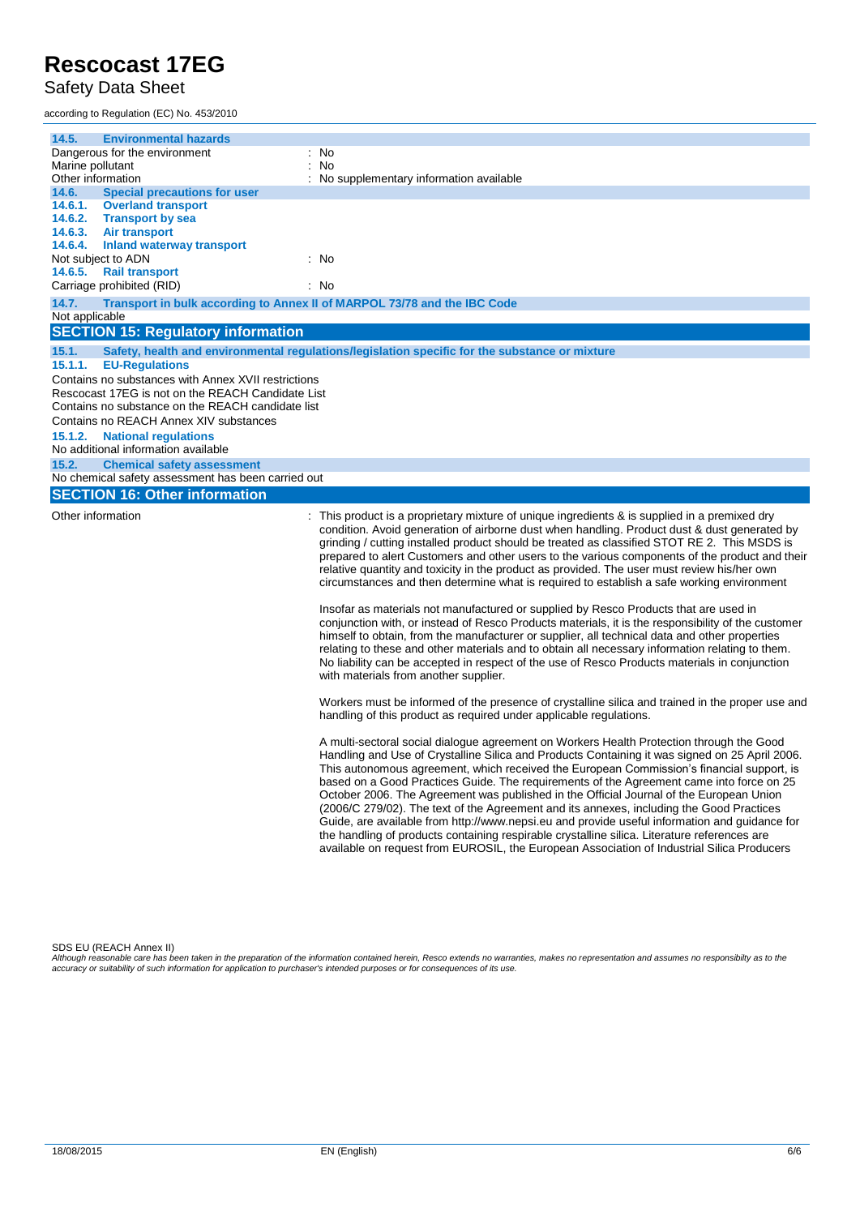**14.5. Environmental hazards**

Dangerous for the environment : No
Marine pollutant : No
Other information : No supplementary information available

**14.6. Special precautions for user**

**14.6.1. Overland transport**

**14.6.2. Transport by sea**

**14.6.3. Air transport**

**14.6.4. Inland waterway transport**

Not subject to ADN : No

**14.6.5. Rail transport**

Carriage prohibited (RID) : No

**14.7. Transport in bulk according to Annex II of MARPOL 73/78 and the IBC Code**

Not applicable

## SECTION 15: Regulatory information

**15.1. Safety, health and environmental regulations/legislation specific for the substance or mixture**

**15.1.1. EU-Regulations**

Contains no substances with Annex XVII restrictions
Rescocast 17EG is not on the REACH Candidate List
Contains no substance on the REACH candidate list
Contains no REACH Annex XIV substances

**15.1.2. National regulations**

No additional information available

**15.2. Chemical safety assessment**

No chemical safety assessment has been carried out

## SECTION 16: Other information

Other information : This product is a proprietary mixture of unique ingredients & is supplied in a premixed dry condition. Avoid generation of airborne dust when handling. Product dust & dust generated by grinding / cutting installed product should be treated as classified STOT RE 2. This MSDS is prepared to alert Customers and other users to the various components of the product and their relative quantity and toxicity in the product as provided. The user must review his/her own circumstances and then determine what is required to establish a safe working environment

Insofar as materials not manufactured or supplied by Resco Products that are used in conjunction with, or instead of Resco Products materials, it is the responsibility of the customer himself to obtain, from the manufacturer or supplier, all technical data and other properties relating to these and other materials and to obtain all necessary information relating to them. No liability can be accepted in respect of the use of Resco Products materials in conjunction with materials from another supplier.

Workers must be informed of the presence of crystalline silica and trained in the proper use and handling of this product as required under applicable regulations.

A multi-sectoral social dialogue agreement on Workers Health Protection through the Good Handling and Use of Crystalline Silica and Products Containing it was signed on 25 April 2006. This autonomous agreement, which received the European Commission's financial support, is based on a Good Practices Guide. The requirements of the Agreement came into force on 25 October 2006. The Agreement was published in the Official Journal of the European Union (2006/C 279/02). The text of the Agreement and its annexes, including the Good Practices Guide, are available from http://www.nepsi.eu and provide useful information and guidance for the handling of products containing respirable crystalline silica. Literature references are available on request from EUROSIL, the European Association of Industrial Silica Producers

SDS EU (REACH Annex II)

*Although reasonable care has been taken in the preparation of the information contained herein, Resco extends no warranties, makes no representation and assumes no responsibilty as to the accuracy or suitability of such information for application to purchaser's intended purposes or for consequences of its use.*